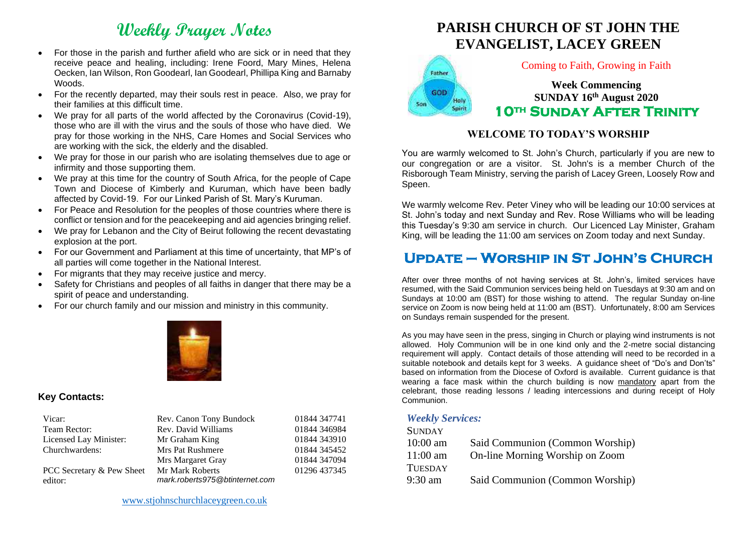# Weekly Prayer Notes

- For those in the parish and further afield who are sick or in need that they receive peace and healing, including: Irene Foord, Mary Mines, Helena Oecken, Ian Wilson, Ron Goodearl, Ian Goodearl, Phillipa King and Barnaby Woods.
- For the recently departed, may their souls rest in peace. Also, we pray for their families at this difficult time.
- We pray for all parts of the world affected by the Coronavirus (Covid-19), those who are ill with the virus and the souls of those who have died. We pray for those working in the NHS, Care Homes and Social Services who are working with the sick, the elderly and the disabled.
- We pray for those in our parish who are isolating themselves due to age or infirmity and those supporting them.
- We pray at this time for the country of South Africa, for the people of Cape Town and Diocese of Kimberly and Kuruman, which have been badly affected by Covid-19. For our Linked Parish of St. Mary's Kuruman.
- For Peace and Resolution for the peoples of those countries where there is conflict or tension and for the peacekeeping and aid agencies bringing relief.
- We pray for Lebanon and the City of Beirut following the recent devastating explosion at the port.
- For our Government and Parliament at this time of uncertainty, that MP's of all parties will come together in the National Interest.
- For migrants that they may receive justice and mercy.
- Safety for Christians and peoples of all faiths in danger that there may be a spirit of peace and understanding.
- For our church family and our mission and ministry in this community.

### Key Contacts:

| | | |
|---|---|---|
| Vicar: | Rev. Canon Tony Bundock | 01844 347741 |
| Team Rector: | Rev. David Williams | 01844 346984 |
| Licensed Lay Minister: | Mr Graham King | 01844 343910 |
| Churchwardens: | Mrs Pat Rushmere | 01844 345452 |
| | Mrs Margaret Gray | 01844 347094 |
| PCC Secretary & Pew Sheet editor: | Mr Mark Roberts<br>*mark.roberts975@btinternet.com* | 01296 437345 |

www.stjohnschurchlaceygreen.co.uk

# PARISH CHURCH OF ST JOHN THE EVANGELIST, LACEY GREEN

Coming to Faith, Growing in Faith

**Week Commencing**
**SUNDAY 16th August 2020**

**10TH SUNDAY AFTER TRINITY**

## WELCOME TO TODAY'S WORSHIP

You are warmly welcomed to St. John's Church, particularly if you are new to our congregation or are a visitor. St. John's is a member Church of the Risborough Team Ministry, serving the parish of Lacey Green, Loosely Row and Speen.

We warmly welcome Rev. Peter Viney who will be leading our 10:00 services at St. John's today and next Sunday and Rev. Rose Williams who will be leading this Tuesday's 9:30 am service in church. Our Licenced Lay Minister, Graham King, will be leading the 11:00 am services on Zoom today and next Sunday.

## Update – Worship in St John's Church

After over three months of not having services at St. John's, limited services have resumed, with the Said Communion services being held on Tuesdays at 9:30 am and on Sundays at 10:00 am (BST) for those wishing to attend. The regular Sunday on-line service on Zoom is now being held at 11:00 am (BST). Unfortunately, 8:00 am Services on Sundays remain suspended for the present.

As you may have seen in the press, singing in Church or playing wind instruments is not allowed. Holy Communion will be in one kind only and the 2-metre social distancing requirement will apply. Contact details of those attending will need to be recorded in a suitable notebook and details kept for 3 weeks. A guidance sheet of "Do's and Don'ts" based on information from the Diocese of Oxford is available. Current guidance is that wearing a face mask within the church building is now mandatory apart from the celebrant, those reading lessons / leading intercessions and during receipt of Holy Communion.

### *Weekly Services:*

SUNDAY

| | |
|---|---|
| 10:00 am | Said Communion (Common Worship) |
| 11:00 am | On-line Morning Worship on Zoom |

TUESDAY

| | |
|---|---|
| 9:30 am | Said Communion (Common Worship) |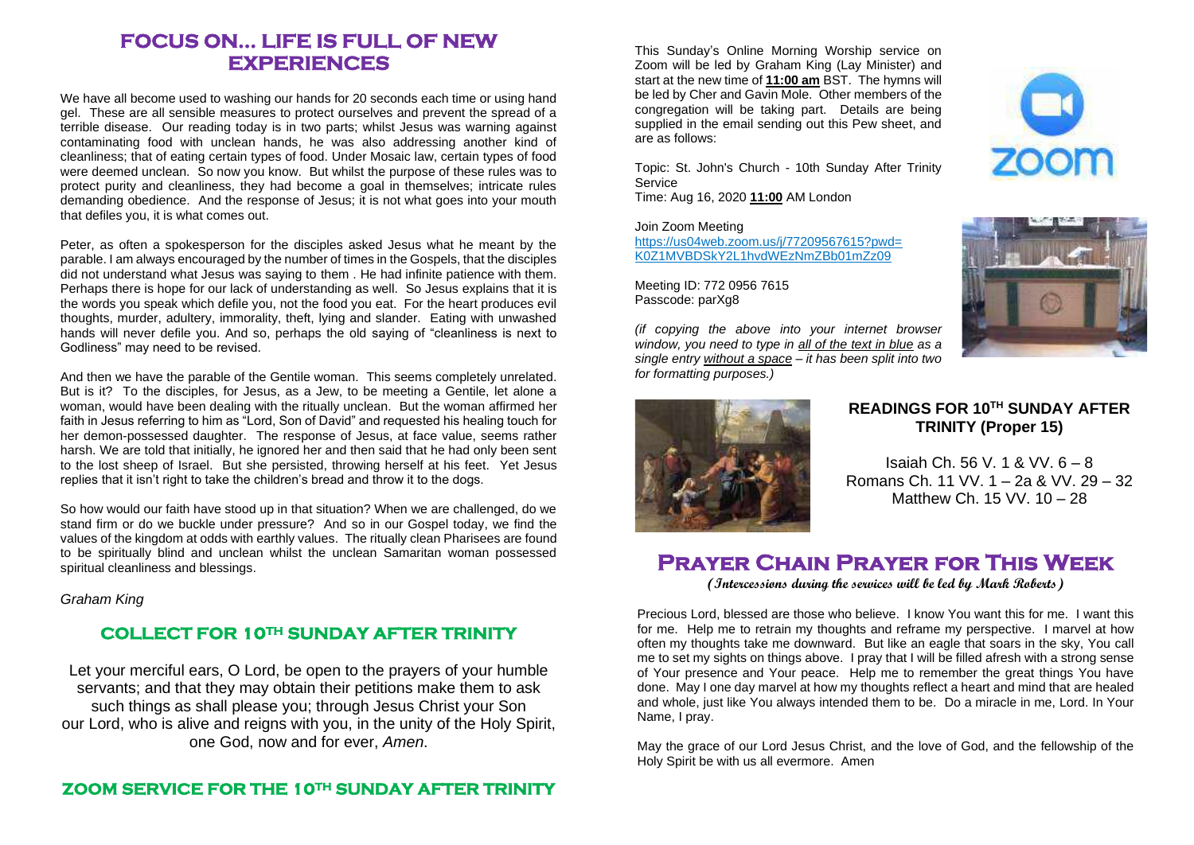## FOCUS ON... LIFE IS FULL OF NEW EXPERIENCES

We have all become used to washing our hands for 20 seconds each time or using hand gel. These are all sensible measures to protect ourselves and prevent the spread of a terrible disease. Our reading today is in two parts; whilst Jesus was warning against contaminating food with unclean hands, he was also addressing another kind of cleanliness; that of eating certain types of food. Under Mosaic law, certain types of food were deemed unclean. So now you know. But whilst the purpose of these rules was to protect purity and cleanliness, they had become a goal in themselves; intricate rules demanding obedience. And the response of Jesus; it is not what goes into your mouth that defiles you, it is what comes out.

Peter, as often a spokesperson for the disciples asked Jesus what he meant by the parable. I am always encouraged by the number of times in the Gospels, that the disciples did not understand what Jesus was saying to them . He had infinite patience with them. Perhaps there is hope for our lack of understanding as well. So Jesus explains that it is the words you speak which defile you, not the food you eat. For the heart produces evil thoughts, murder, adultery, immorality, theft, lying and slander. Eating with unwashed hands will never defile you. And so, perhaps the old saying of "cleanliness is next to Godliness" may need to be revised.

And then we have the parable of the Gentile woman. This seems completely unrelated. But is it? To the disciples, for Jesus, as a Jew, to be meeting a Gentile, let alone a woman, would have been dealing with the ritually unclean. But the woman affirmed her faith in Jesus referring to him as "Lord, Son of David" and requested his healing touch for her demon-possessed daughter. The response of Jesus, at face value, seems rather harsh. We are told that initially, he ignored her and then said that he had only been sent to the lost sheep of Israel. But she persisted, throwing herself at his feet. Yet Jesus replies that it isn't right to take the children's bread and throw it to the dogs.

So how would our faith have stood up in that situation? When we are challenged, do we stand firm or do we buckle under pressure? And so in our Gospel today, we find the values of the kingdom at odds with earthly values. The ritually clean Pharisees are found to be spiritually blind and unclean whilst the unclean Samaritan woman possessed spiritual cleanliness and blessings.

*Graham King*

## COLLECT FOR 10TH SUNDAY AFTER TRINITY

Let your merciful ears, O Lord, be open to the prayers of your humble servants; and that they may obtain their petitions make them to ask such things as shall please you; through Jesus Christ your Son our Lord, who is alive and reigns with you, in the unity of the Holy Spirit, one God, now and for ever, *Amen*.

## ZOOM SERVICE FOR THE 10TH SUNDAY AFTER TRINITY

This Sunday's Online Morning Worship service on Zoom will be led by Graham King (Lay Minister) and start at the new time of **11:00 am** BST. The hymns will be led by Cher and Gavin Mole. Other members of the congregation will be taking part. Details are being supplied in the email sending out this Pew sheet, and are as follows:

Topic: St. John's Church - 10th Sunday After Trinity Service
Time: Aug 16, 2020 **11:00** AM London

Join Zoom Meeting
https://us04web.zoom.us/j/77209567615?pwd=
K0Z1MVBDSkY2L1hvdWEzNmZBb01mZz09

Meeting ID: 772 0956 7615
Passcode: parXg8

*(if copying the above into your internet browser window, you need to type in all of the text in blue as a single entry without a space – it has been split into two for formatting purposes.)*

### READINGS FOR 10TH SUNDAY AFTER TRINITY (Proper 15)

Isaiah Ch. 56 V. 1 & VV. 6 – 8
Romans Ch. 11 VV. 1 – 2a & VV. 29 – 32
Matthew Ch. 15 VV. 10 – 28

## Prayer Chain Prayer for This Week

**(Intercessions during the services will be led by Mark Roberts)**

Precious Lord, blessed are those who believe. I know You want this for me. I want this for me. Help me to retrain my thoughts and reframe my perspective. I marvel at how often my thoughts take me downward. But like an eagle that soars in the sky, You call me to set my sights on things above. I pray that I will be filled afresh with a strong sense of Your presence and Your peace. Help me to remember the great things You have done. May I one day marvel at how my thoughts reflect a heart and mind that are healed and whole, just like You always intended them to be. Do a miracle in me, Lord. In Your Name, I pray.

May the grace of our Lord Jesus Christ, and the love of God, and the fellowship of the Holy Spirit be with us all evermore. Amen